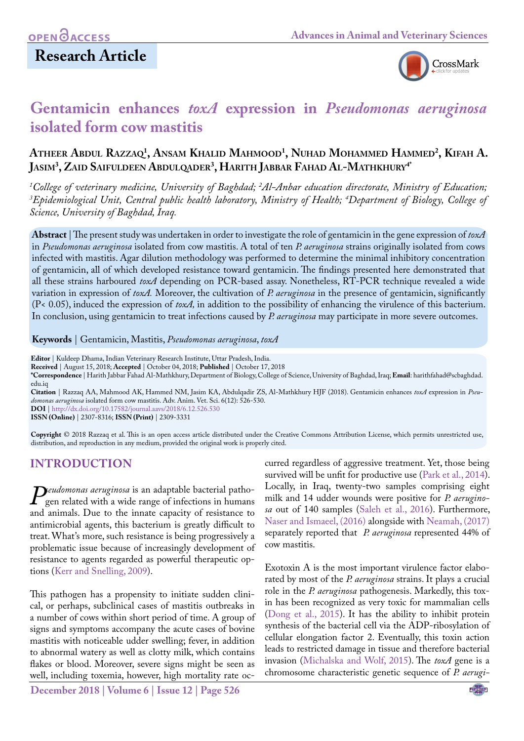Research Article

# Gentamicin enhances *toxA* expression in *Pseudomonas aeruginosa* isolated form cow mastitis

**Atheer Abdul Razzaq[1], Ansam Khalid Mahmood[1], Nuhad Mohammed Hammed[2], Kifah A. Jasim[3], Zaid Saifuldeen Abdulqader[3], Harith Jabbar Fahad Al-Mathkhury[4*]**

*[1]College of veterinary medicine, University of Baghdad; [2]Al-Anbar education directorate, Ministry of Education; [3]Epidemiological Unit, Central public health laboratory, Ministry of Health; [4]Department of Biology, College of Science, University of Baghdad, Iraq.*

**Abstract** | The present study was undertaken in order to investigate the role of gentamicin in the gene expression of *toxA* in *Pseudomonas aeruginosa* isolated from cow mastitis. A total of ten *P. aeruginosa* strains originally isolated from cows infected with mastitis. Agar dilution methodology was performed to determine the minimal inhibitory concentration of gentamicin, all of which developed resistance toward gentamicin. The findings presented here demonstrated that all these strains harboured *toxA* depending on PCR-based assay. Nonetheless, RT-PCR technique revealed a wide variation in expression of *toxA*. Moreover, the cultivation of *P. aeruginosa* in the presence of gentamicin, significantly ($P < 0.05$), induced the expression of *toxA*, in addition to the possibility of enhancing the virulence of this bacterium. In conclusion, using gentamicin to treat infections caused by *P. aeruginosa* may participate in more severe outcomes.

**Keywords** | Gentamicin, Mastitis, *Pseudomonas aeruginosa*, *toxA*

**Editor** | Kuldeep Dhama, Indian Veterinary Research Institute, Uttar Pradesh, India.
**Received** | August 15, 2018; **Accepted** | October 04, 2018; **Published** | October 17, 2018
**\*Correspondence** | Harith Jabbar Fahad Al-Mathkhury, Department of Biology, College of Science, University of Baghdad, Iraq; **Email**: harithfahad@scbaghdad.edu.iq
**Citation** | Razzaq AA, Mahmood AK, Hammed NM, Jasim KA, Abdulqadir ZS, Al-Mathkhury HJF (2018). Gentamicin enhances *toxA* expression in *Pseudomonas aeruginosa* isolated form cow mastitis. Adv. Anim. Vet. Sci. 6(12): 526-530.
**DOI** | http://dx.doi.org/10.17582/journal.aavs/2018/6.12.526.530
**ISSN (Online)** | 2307-8316; **ISSN (Print)** | 2309-3331

**Copyright** © 2018 Razzaq et al. This is an open access article distributed under the Creative Commons Attribution License, which permits unrestricted use, distribution, and reproduction in any medium, provided the original work is properly cited.

## INTRODUCTION

*Pseudomonas aeruginosa* is an adaptable bacterial pathogen related with a wide range of infections in humans and animals. Due to the innate capacity of resistance to antimicrobial agents, this bacterium is greatly difficult to treat. What's more, such resistance is being progressively a problematic issue because of increasingly development of resistance to agents regarded as powerful therapeutic options (Kerr and Snelling, 2009).

This pathogen has a propensity to initiate sudden clinical, or perhaps, subclinical cases of mastitis outbreaks in a number of cows within short period of time. A group of signs and symptoms accompany the acute cases of bovine mastitis with noticeable udder swelling; fever, in addition to abnormal watery as well as clotty milk, which contains flakes or blood. Moreover, severe signs might be seen as well, including toxemia, however, high mortality rate occurred regardless of aggressive treatment. Yet, those being survived will be unfit for productive use (Park et al., 2014). Locally, in Iraq, twenty-two samples comprising eight milk and 14 udder wounds were positive for *P. aeruginosa* out of 140 samples (Saleh et al., 2016). Furthermore, Naser and Ismaeel, (2016) alongside with Neamah, (2017) separately reported that *P. aeruginosa* represented 44% of cow mastitis.

Exotoxin A is the most important virulence factor elaborated by most of the *P. aeruginosa* strains. It plays a crucial role in the *P. aeruginosa* pathogenesis. Markedly, this toxin has been recognized as very toxic for mammalian cells (Dong et al., 2015). It has the ability to inhibit protein synthesis of the bacterial cell via the ADP-ribosylation of cellular elongation factor 2. Eventually, this toxin action leads to restricted damage in tissue and therefore bacterial invasion (Michalska and Wolf, 2015). The *toxA* gene is a chromosome characteristic genetic sequence of *P. aerugi-*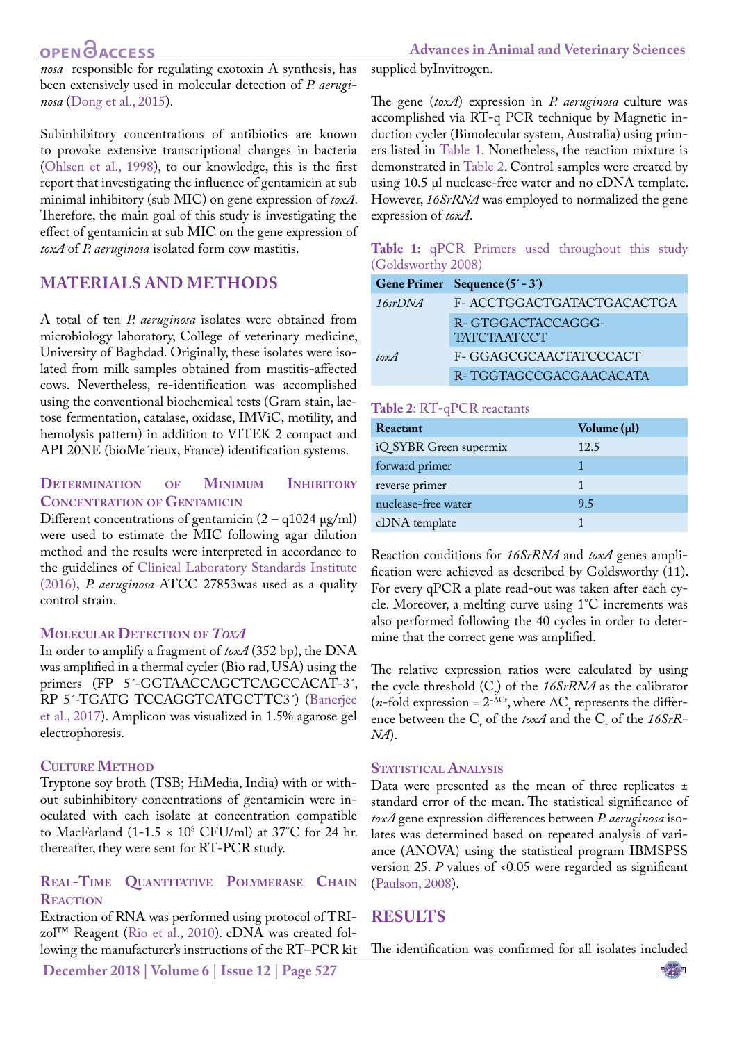*nosa* responsible for regulating exotoxin A synthesis, has been extensively used in molecular detection of *P. aeruginosa* (Dong et al., 2015).

Subinhibitory concentrations of antibiotics are known to provoke extensive transcriptional changes in bacteria (Ohlsen et al., 1998), to our knowledge, this is the first report that investigating the influence of gentamicin at sub minimal inhibitory (sub MIC) on gene expression of *toxA*. Therefore, the main goal of this study is investigating the effect of gentamicin at sub MIC on the gene expression of *toxA* of *P. aeruginosa* isolated form cow mastitis.

## MATERIALS AND METHODS

A total of ten *P. aeruginosa* isolates were obtained from microbiology laboratory, College of veterinary medicine, University of Baghdad. Originally, these isolates were isolated from milk samples obtained from mastitis-affected cows. Nevertheless, re-identification was accomplished using the conventional biochemical tests (Gram stain, lactose fermentation, catalase, oxidase, IMViC, motility, and hemolysis pattern) in addition to VITEK 2 compact and API 20NE (bioMe´rieux, France) identification systems.

### Determination of Minimum Inhibitory Concentration of Gentamicin

Different concentrations of gentamicin (2 – q1024 μg/ml) were used to estimate the MIC following agar dilution method and the results were interpreted in accordance to the guidelines of Clinical Laboratory Standards Institute (2016), *P. aeruginosa* ATCC 27853was used as a quality control strain.

### Molecular Detection of *ToxA*

In order to amplify a fragment of *toxA* (352 bp), the DNA was amplified in a thermal cycler (Bio rad, USA) using the primers (FP 5´-GGTAACCAGCTCAGCCACAT-3´, RP 5´-TGATG TCCAGGTCATGCTTC3´) (Banerjee et al., 2017). Amplicon was visualized in 1.5% agarose gel electrophoresis.

### Culture Method

Tryptone soy broth (TSB; HiMedia, India) with or without subinhibitory concentrations of gentamicin were inoculated with each isolate at concentration compatible to MacFarland (1-1.5 × $10^8$ CFU/ml) at 37°C for 24 hr. thereafter, they were sent for RT-PCR study.

### Real-Time Quantitative Polymerase Chain Reaction

Extraction of RNA was performed using protocol of TRIzol™ Reagent (Rio et al., 2010). cDNA was created following the manufacturer's instructions of the RT–PCR kit supplied byInvitrogen.

The gene (*toxA*) expression in *P. aeruginosa* culture was accomplished via RT-q PCR technique by Magnetic induction cycler (Bimolecular system, Australia) using primers listed in Table 1. Nonetheless, the reaction mixture is demonstrated in Table 2. Control samples were created by using 10.5 µl nuclease-free water and no cDNA template. However, *16SrRNA* was employed to normalized the gene expression of *toxA*.

**Table 1:** qPCR Primers used throughout this study (Goldsworthy 2008)

| Gene Primer | Sequence (5´ - 3´) |
|---|---|
| *16srDNA* | F- ACCTGGACTGATACTGACACTGA |
| | R- GTGGACTACCAGGG-TATCTAATCCT |
| *toxA* | F- GGAGCGCAACTATCCCACT |
| | R- TGGTAGCCGACGAACACATA |

**Table 2**: RT-qPCR reactants

| Reactant | Volume (µl) |
|---|---|
| iQ SYBR Green supermix | 12.5 |
| forward primer | 1 |
| reverse primer | 1 |
| nuclease-free water | 9.5 |
| cDNA template | 1 |

Reaction conditions for *16SrRNA* and *toxA* genes amplification were achieved as described by Goldsworthy (11). For every qPCR a plate read-out was taken after each cycle. Moreover, a melting curve using 1˚C increments was also performed following the 40 cycles in order to determine that the correct gene was amplified.

The relative expression ratios were calculated by using the cycle threshold ($C_t$) of the *16SrRNA* as the calibrator (*n*-fold expression = $2^{-\Delta C_t}$, where $\Delta C_t$ represents the difference between the $C_t$ of the *toxA* and the $C_t$ of the *16SrRNA*).

### Statistical Analysis

Data were presented as the mean of three replicates ± standard error of the mean. The statistical significance of *toxA* gene expression differences between *P. aeruginosa* isolates was determined based on repeated analysis of variance (ANOVA) using the statistical program IBMSPSS version 25. *P* values of <0.05 were regarded as significant (Paulson, 2008).

## RESULTS

The identification was confirmed for all isolates included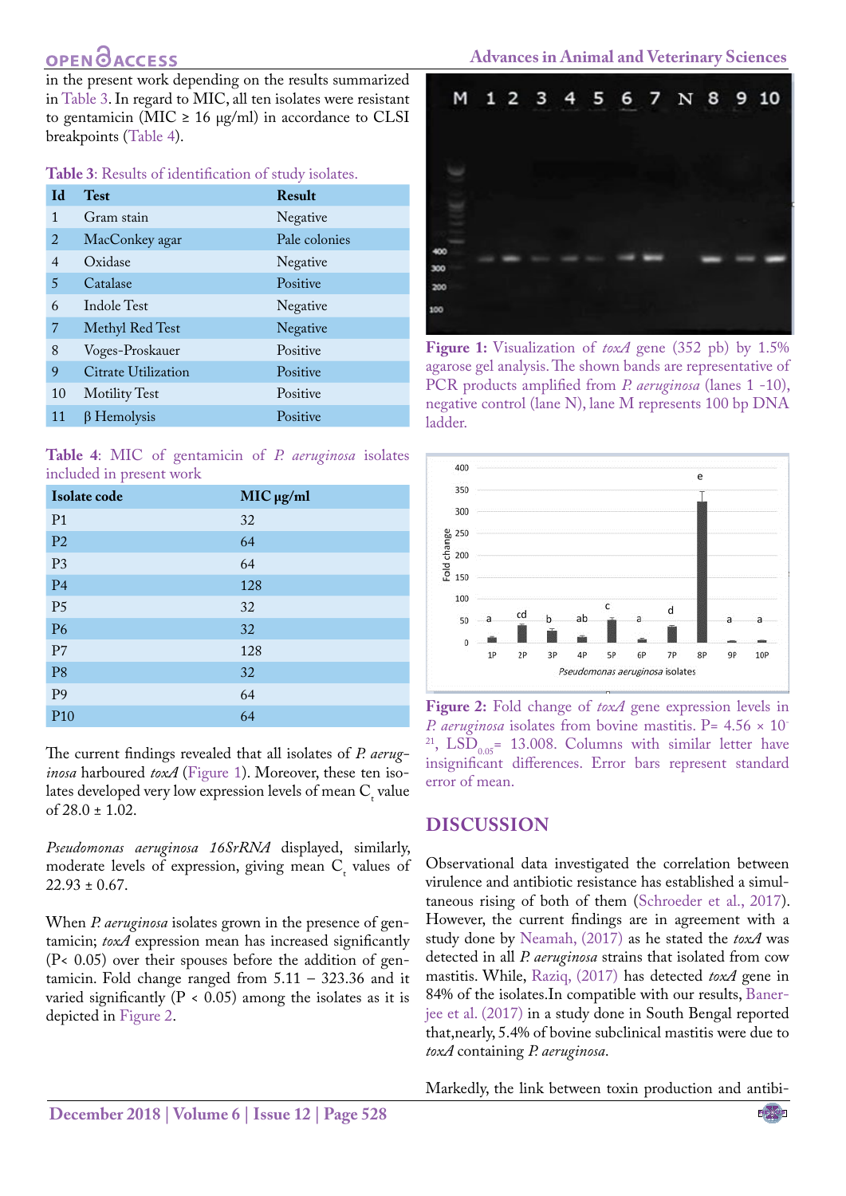in the present work depending on the results summarized in Table 3. In regard to MIC, all ten isolates were resistant to gentamicin (MIC ≥ 16 µg/ml) in accordance to CLSI breakpoints (Table 4).

**Table 3**: Results of identification of study isolates.

| Id | Test | Result |
|---|---|---|
| 1 | Gram stain | Negative |
| 2 | MacConkey agar | Pale colonies |
| 4 | Oxidase | Negative |
| 5 | Catalase | Positive |
| 6 | Indole Test | Negative |
| 7 | Methyl Red Test | Negative |
| 8 | Voges-Proskauer | Positive |
| 9 | Citrate Utilization | Positive |
| 10 | Motility Test | Positive |
| 11 | β Hemolysis | Positive |

**Table 4**: MIC of gentamicin of *P. aeruginosa* isolates included in present work

| Isolate code | MIC µg/ml |
|---|---|
| P1 | 32 |
| P2 | 64 |
| P3 | 64 |
| P4 | 128 |
| P5 | 32 |
| P6 | 32 |
| P7 | 128 |
| P8 | 32 |
| P9 | 64 |
| P10 | 64 |

The current findings revealed that all isolates of *P. aeruginosa* harboured *toxA* (Figure 1). Moreover, these ten isolates developed very low expression levels of mean $C_t$ value of 28.0 ± 1.02.

*Pseudomonas aeruginosa 16SrRNA* displayed, similarly, moderate levels of expression, giving mean $C_t$ values of 22.93 ± 0.67.

When *P. aeruginosa* isolates grown in the presence of gentamicin; *toxA* expression mean has increased significantly (P< 0.05) over their spouses before the addition of gentamicin. Fold change ranged from 5.11 – 323.36 and it varied significantly (P < 0.05) among the isolates as it is depicted in Figure 2.

**Figure 1:** Visualization of *toxA* gene (352 pb) by 1.5% agarose gel analysis. The shown bands are representative of PCR products amplified from *P. aeruginosa* (lanes 1 -10), negative control (lane N), lane M represents 100 bp DNA ladder.

**Figure 2:** Fold change of *toxA* gene expression levels in *P. aeruginosa* isolates from bovine mastitis. P= $4.56 \times 10^{-21}$, $LSD_{0.05}$= 13.008. Columns with similar letter have insignificant differences. Error bars represent standard error of mean.

## DISCUSSION

Observational data investigated the correlation between virulence and antibiotic resistance has established a simultaneous rising of both of them (Schroeder et al., 2017). However, the current findings are in agreement with a study done by Neamah, (2017) as he stated the *toxA* was detected in all *P. aeruginosa* strains that isolated from cow mastitis. While, Raziq, (2017) has detected *toxA* gene in 84% of the isolates.In compatible with our results, Banerjee et al. (2017) in a study done in South Bengal reported that,nearly, 5.4% of bovine subclinical mastitis were due to *toxA* containing *P. aeruginosa*.

Markedly, the link between toxin production and antibi-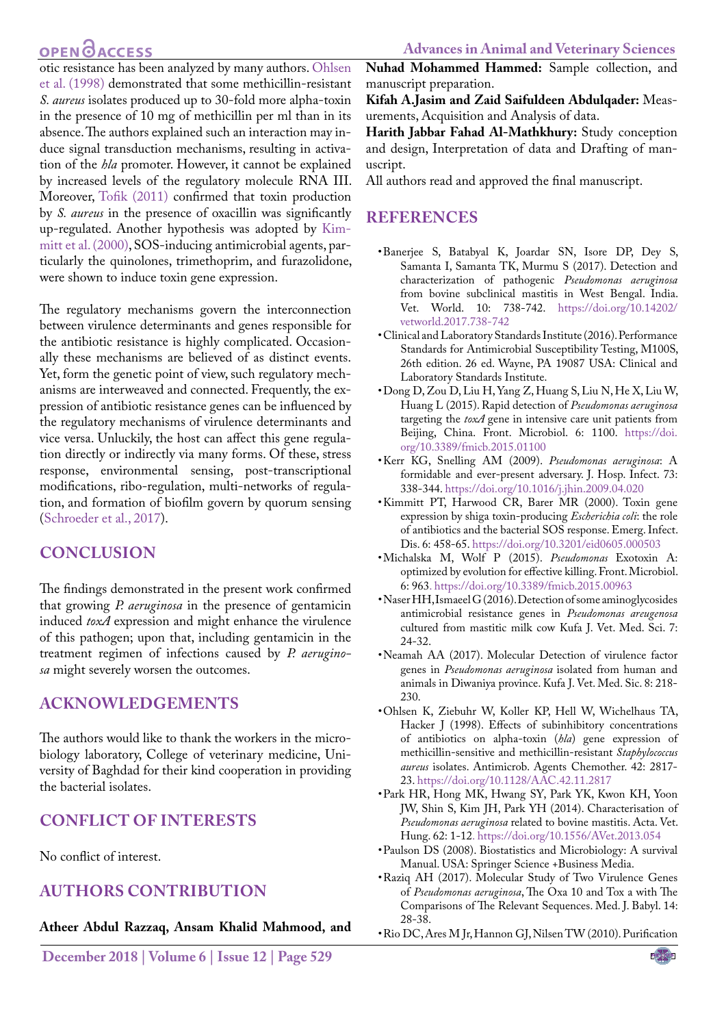otic resistance has been analyzed by many authors. Ohlsen et al. (1998) demonstrated that some methicillin-resistant *S. aureus* isolates produced up to 30-fold more alpha-toxin in the presence of 10 mg of methicillin per ml than in its absence. The authors explained such an interaction may induce signal transduction mechanisms, resulting in activation of the *hla* promoter. However, it cannot be explained by increased levels of the regulatory molecule RNA III. Moreover, Tofik (2011) confirmed that toxin production by *S. aureus* in the presence of oxacillin was significantly up-regulated. Another hypothesis was adopted by Kimmitt et al. (2000), SOS-inducing antimicrobial agents, particularly the quinolones, trimethoprim, and furazolidone, were shown to induce toxin gene expression.

The regulatory mechanisms govern the interconnection between virulence determinants and genes responsible for the antibiotic resistance is highly complicated. Occasionally these mechanisms are believed of as distinct events. Yet, form the genetic point of view, such regulatory mechanisms are interweaved and connected. Frequently, the expression of antibiotic resistance genes can be influenced by the regulatory mechanisms of virulence determinants and vice versa. Unluckily, the host can affect this gene regulation directly or indirectly via many forms. Of these, stress response, environmental sensing, post-transcriptional modifications, ribo-regulation, multi-networks of regulation, and formation of biofilm govern by quorum sensing (Schroeder et al., 2017).

## CONCLUSION

The findings demonstrated in the present work confirmed that growing *P. aeruginosa* in the presence of gentamicin induced *toxA* expression and might enhance the virulence of this pathogen; upon that, including gentamicin in the treatment regimen of infections caused by *P. aeruginosa* might severely worsen the outcomes.

## ACKNOWLEDGEMENTS

The authors would like to thank the workers in the microbiology laboratory, College of veterinary medicine, University of Baghdad for their kind cooperation in providing the bacterial isolates.

## CONFLICT OF INTERESTS

No conflict of interest.

## AUTHORS CONTRIBUTION

**Atheer Abdul Razzaq, Ansam Khalid Mahmood, and Nuhad Mohammed Hammed:** Sample collection, and manuscript preparation.

**Kifah A.Jasim and Zaid Saifuldeen Abdulqader:** Measurements, Acquisition and Analysis of data.

**Harith Jabbar Fahad Al-Mathkhury:** Study conception and design, Interpretation of data and Drafting of manuscript.

All authors read and approved the final manuscript.

## REFERENCES

- Banerjee S, Batabyal K, Joardar SN, Isore DP, Dey S, Samanta I, Samanta TK, Murmu S (2017). Detection and characterization of pathogenic *Pseudomonas aeruginosa* from bovine subclinical mastitis in West Bengal. India. Vet. World. 10: 738-742. https://doi.org/10.14202/vetworld.2017.738-742
- Clinical and Laboratory Standards Institute (2016). Performance Standards for Antimicrobial Susceptibility Testing, M100S, 26th edition. 26 ed. Wayne, PA 19087 USA: Clinical and Laboratory Standards Institute.
- Dong D, Zou D, Liu H, Yang Z, Huang S, Liu N, He X, Liu W, Huang L (2015). Rapid detection of *Pseudomonas aeruginosa* targeting the *toxA* gene in intensive care unit patients from Beijing, China. Front. Microbiol. 6: 1100. https://doi.org/10.3389/fmicb.2015.01100
- Kerr KG, Snelling AM (2009). *Pseudomonas aeruginosa*: A formidable and ever-present adversary. J. Hosp. Infect. 73: 338-344. https://doi.org/10.1016/j.jhin.2009.04.020
- Kimmitt PT, Harwood CR, Barer MR (2000). Toxin gene expression by shiga toxin-producing *Escherichia coli*: the role of antibiotics and the bacterial SOS response. Emerg. Infect. Dis. 6: 458-65. https://doi.org/10.3201/eid0605.000503
- Michalska M, Wolf P (2015). *Pseudomonas* Exotoxin A: optimized by evolution for effective killing. Front. Microbiol. 6: 963. https://doi.org/10.3389/fmicb.2015.00963
- Naser HH, Ismaeel G (2016). Detection of some aminoglycosides antimicrobial resistance genes in *Pseudomonas areugenosa* cultured from mastitic milk cow Kufa J. Vet. Med. Sci. 7: 24-32.
- Neamah AA (2017). Molecular Detection of virulence factor genes in *Pseudomonas aeruginosa* isolated from human and animals in Diwaniya province. Kufa J. Vet. Med. Sic. 8: 218-230.
- Ohlsen K, Ziebuhr W, Koller KP, Hell W, Wichelhaus TA, Hacker J (1998). Effects of subinhibitory concentrations of antibiotics on alpha-toxin (*hla*) gene expression of methicillin-sensitive and methicillin-resistant *Staphylococcus aureus* isolates. Antimicrob. Agents Chemother. 42: 2817-23. https://doi.org/10.1128/AAC.42.11.2817
- Park HR, Hong MK, Hwang SY, Park YK, Kwon KH, Yoon JW, Shin S, Kim JH, Park YH (2014). Characterisation of *Pseudomonas aeruginosa* related to bovine mastitis. Acta. Vet. Hung. 62: 1-12. https://doi.org/10.1556/AVet.2013.054
- Paulson DS (2008). Biostatistics and Microbiology: A survival Manual. USA: Springer Science +Business Media.
- Raziq AH (2017). Molecular Study of Two Virulence Genes of *Pseudomonas aeruginosa*, The Oxa 10 and Tox a with The Comparisons of The Relevant Sequences. Med. J. Babyl. 14: 28-38.
- Rio DC, Ares M Jr, Hannon GJ, Nilsen TW (2010). Purification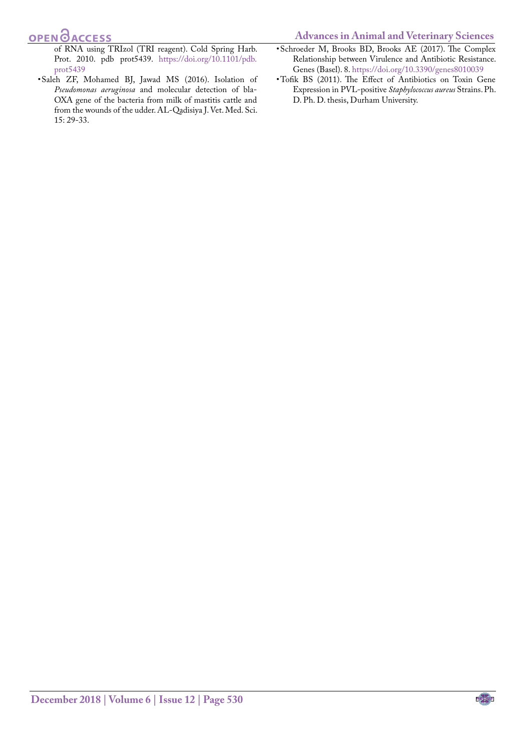of RNA using TRIzol (TRI reagent). Cold Spring Harb. Prot. 2010. pdb prot5439. https://doi.org/10.1101/pdb.prot5439

- Saleh ZF, Mohamed BJ, Jawad MS (2016). Isolation of *Pseudomonas aeruginosa* and molecular detection of bla-OXA gene of the bacteria from milk of mastitis cattle and from the wounds of the udder. AL-Qadisiya J. Vet. Med. Sci. 15: 29-33.
- Schroeder M, Brooks BD, Brooks AE (2017). The Complex Relationship between Virulence and Antibiotic Resistance. Genes (Basel). 8. https://doi.org/10.3390/genes8010039
- Tofik BS (2011). The Effect of Antibiotics on Toxin Gene Expression in PVL-positive *Staphylococcus aureus* Strains. Ph. D. Ph. D. thesis, Durham University.